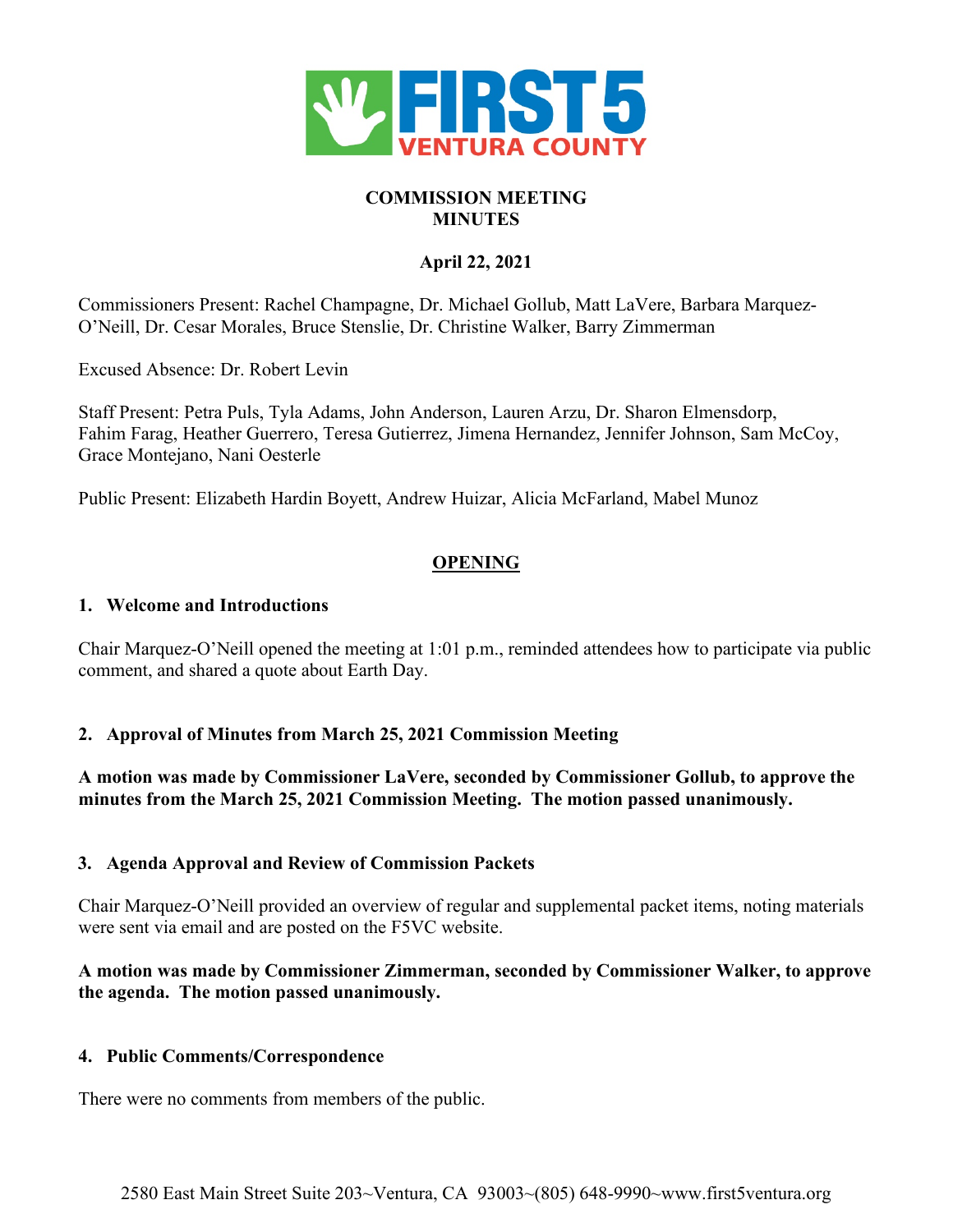# COMMISSION MEETING MINUTES

**April 22, 2021**

Commissioners Present: Rachel Champagne, Dr. Michael Gollub, Matt LaVere, Barbara Marquez-O'Neill, Dr. Cesar Morales, Bruce Stenslie, Dr. Christine Walker, Barry Zimmerman

Excused Absence: Dr. Robert Levin

Staff Present: Petra Puls, Tyla Adams, John Anderson, Lauren Arzu, Dr. Sharon Elmensdorp, Fahim Farag, Heather Guerrero, Teresa Gutierrez, Jimena Hernandez, Jennifer Johnson, Sam McCoy, Grace Montejano, Nani Oesterle

Public Present: Elizabeth Hardin Boyett, Andrew Huizar, Alicia McFarland, Mabel Munoz

## OPENING

### 1. Welcome and Introductions

Chair Marquez-O'Neill opened the meeting at 1:01 p.m., reminded attendees how to participate via public comment, and shared a quote about Earth Day.

### 2. Approval of Minutes from March 25, 2021 Commission Meeting

**A motion was made by Commissioner LaVere, seconded by Commissioner Gollub, to approve the minutes from the March 25, 2021 Commission Meeting. The motion passed unanimously.**

### 3. Agenda Approval and Review of Commission Packets

Chair Marquez-O'Neill provided an overview of regular and supplemental packet items, noting materials were sent via email and are posted on the F5VC website.

**A motion was made by Commissioner Zimmerman, seconded by Commissioner Walker, to approve the agenda. The motion passed unanimously.**

### 4. Public Comments/Correspondence

There were no comments from members of the public.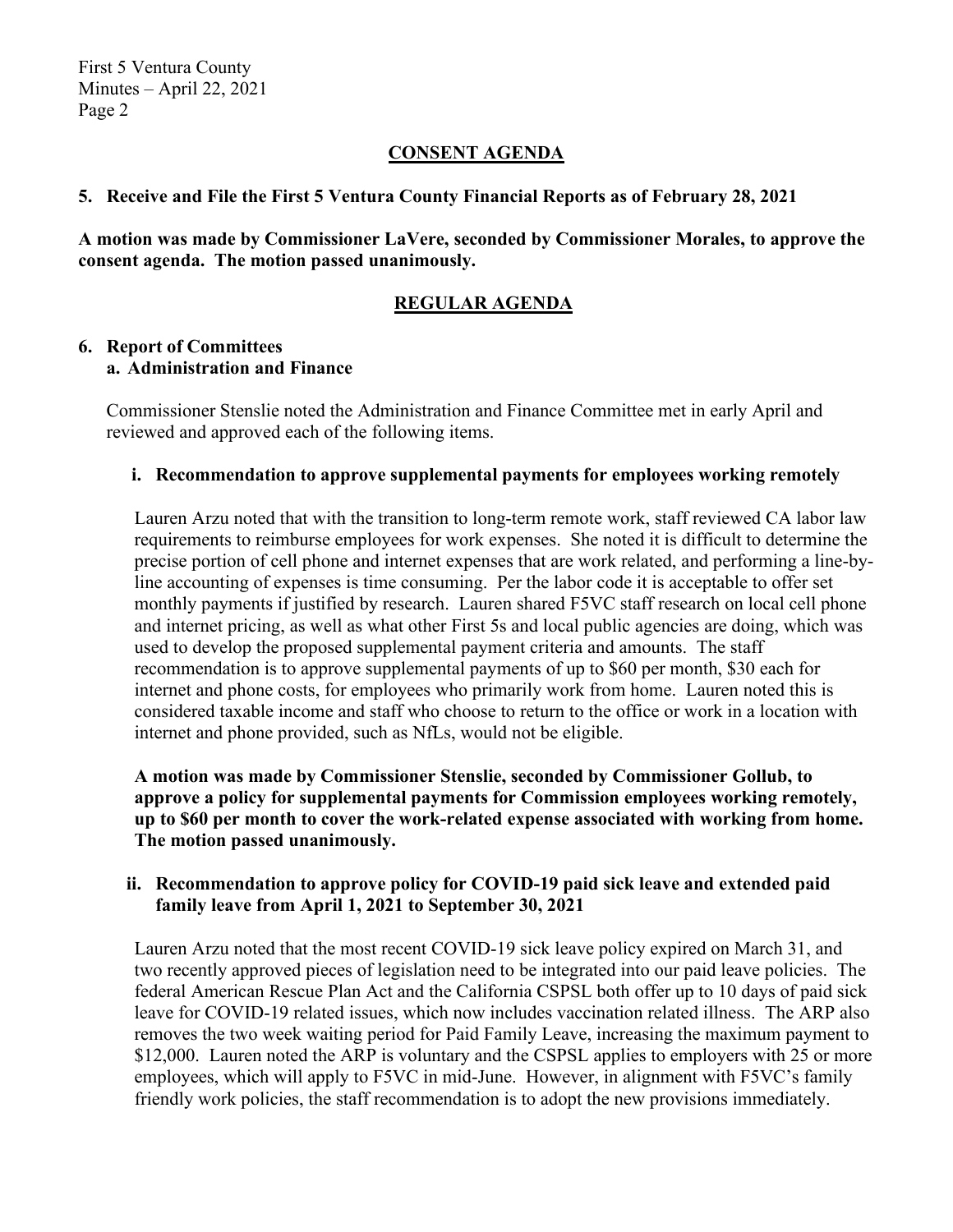## CONSENT AGENDA

**5. Receive and File the First 5 Ventura County Financial Reports as of February 28, 2021**

**A motion was made by Commissioner LaVere, seconded by Commissioner Morales, to approve the consent agenda. The motion passed unanimously.**

## REGULAR AGENDA

**6. Report of Committees**

**a. Administration and Finance**

Commissioner Stenslie noted the Administration and Finance Committee met in early April and reviewed and approved each of the following items.

**i. Recommendation to approve supplemental payments for employees working remotely**

Lauren Arzu noted that with the transition to long-term remote work, staff reviewed CA labor law requirements to reimburse employees for work expenses. She noted it is difficult to determine the precise portion of cell phone and internet expenses that are work related, and performing a line-by-line accounting of expenses is time consuming. Per the labor code it is acceptable to offer set monthly payments if justified by research. Lauren shared F5VC staff research on local cell phone and internet pricing, as well as what other First 5s and local public agencies are doing, which was used to develop the proposed supplemental payment criteria and amounts. The staff recommendation is to approve supplemental payments of up to $60 per month, $30 each for internet and phone costs, for employees who primarily work from home. Lauren noted this is considered taxable income and staff who choose to return to the office or work in a location with internet and phone provided, such as NfLs, would not be eligible.

**A motion was made by Commissioner Stenslie, seconded by Commissioner Gollub, to approve a policy for supplemental payments for Commission employees working remotely, up to $60 per month to cover the work-related expense associated with working from home. The motion passed unanimously.**

**ii. Recommendation to approve policy for COVID-19 paid sick leave and extended paid family leave from April 1, 2021 to September 30, 2021**

Lauren Arzu noted that the most recent COVID-19 sick leave policy expired on March 31, and two recently approved pieces of legislation need to be integrated into our paid leave policies. The federal American Rescue Plan Act and the California CSPSL both offer up to 10 days of paid sick leave for COVID-19 related issues, which now includes vaccination related illness. The ARP also removes the two week waiting period for Paid Family Leave, increasing the maximum payment to $12,000. Lauren noted the ARP is voluntary and the CSPSL applies to employers with 25 or more employees, which will apply to F5VC in mid-June. However, in alignment with F5VC's family friendly work policies, the staff recommendation is to adopt the new provisions immediately.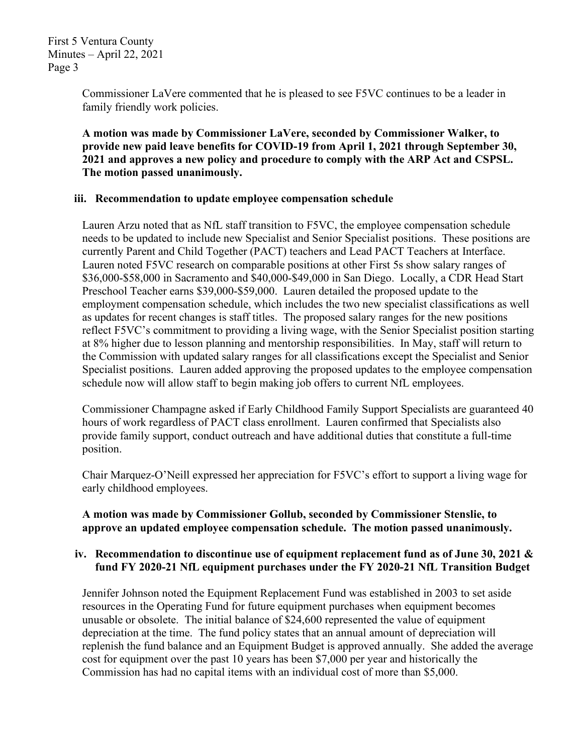Commissioner LaVere commented that he is pleased to see F5VC continues to be a leader in family friendly work policies.

**A motion was made by Commissioner LaVere, seconded by Commissioner Walker, to provide new paid leave benefits for COVID-19 from April 1, 2021 through September 30, 2021 and approves a new policy and procedure to comply with the ARP Act and CSPSL. The motion passed unanimously.**

**iii. Recommendation to update employee compensation schedule**

Lauren Arzu noted that as NfL staff transition to F5VC, the employee compensation schedule needs to be updated to include new Specialist and Senior Specialist positions. These positions are currently Parent and Child Together (PACT) teachers and Lead PACT Teachers at Interface. Lauren noted F5VC research on comparable positions at other First 5s show salary ranges of $36,000-$58,000 in Sacramento and $40,000-$49,000 in San Diego. Locally, a CDR Head Start Preschool Teacher earns $39,000-$59,000. Lauren detailed the proposed update to the employment compensation schedule, which includes the two new specialist classifications as well as updates for recent changes is staff titles. The proposed salary ranges for the new positions reflect F5VC's commitment to providing a living wage, with the Senior Specialist position starting at 8% higher due to lesson planning and mentorship responsibilities. In May, staff will return to the Commission with updated salary ranges for all classifications except the Specialist and Senior Specialist positions. Lauren added approving the proposed updates to the employee compensation schedule now will allow staff to begin making job offers to current NfL employees.

Commissioner Champagne asked if Early Childhood Family Support Specialists are guaranteed 40 hours of work regardless of PACT class enrollment. Lauren confirmed that Specialists also provide family support, conduct outreach and have additional duties that constitute a full-time position.

Chair Marquez-O'Neill expressed her appreciation for F5VC's effort to support a living wage for early childhood employees.

**A motion was made by Commissioner Gollub, seconded by Commissioner Stenslie, to approve an updated employee compensation schedule. The motion passed unanimously.**

**iv. Recommendation to discontinue use of equipment replacement fund as of June 30, 2021 & fund FY 2020-21 NfL equipment purchases under the FY 2020-21 NfL Transition Budget**

Jennifer Johnson noted the Equipment Replacement Fund was established in 2003 to set aside resources in the Operating Fund for future equipment purchases when equipment becomes unusable or obsolete. The initial balance of $24,600 represented the value of equipment depreciation at the time. The fund policy states that an annual amount of depreciation will replenish the fund balance and an Equipment Budget is approved annually. She added the average cost for equipment over the past 10 years has been $7,000 per year and historically the Commission has had no capital items with an individual cost of more than $5,000.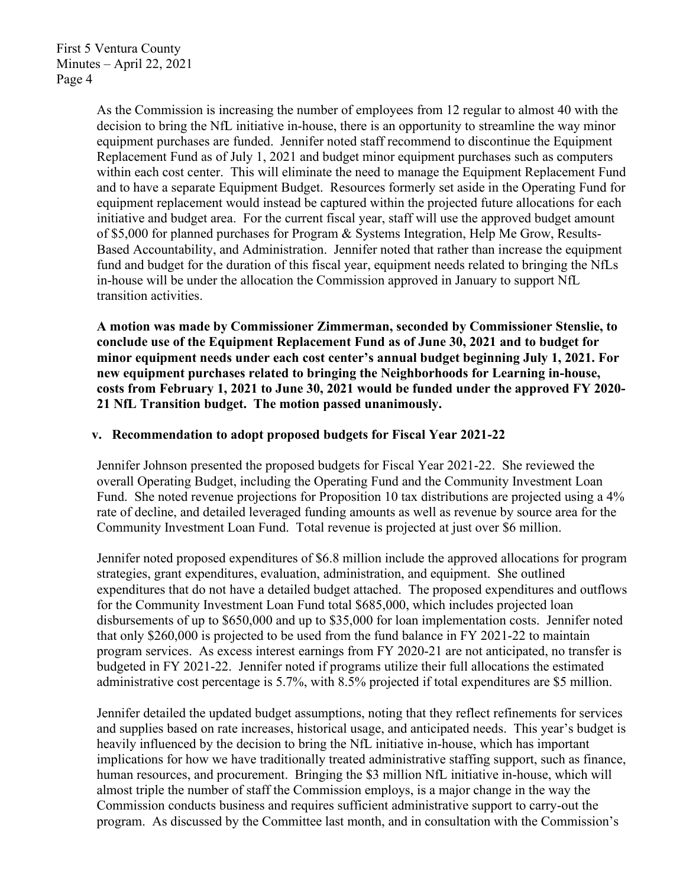As the Commission is increasing the number of employees from 12 regular to almost 40 with the decision to bring the NfL initiative in-house, there is an opportunity to streamline the way minor equipment purchases are funded. Jennifer noted staff recommend to discontinue the Equipment Replacement Fund as of July 1, 2021 and budget minor equipment purchases such as computers within each cost center. This will eliminate the need to manage the Equipment Replacement Fund and to have a separate Equipment Budget. Resources formerly set aside in the Operating Fund for equipment replacement would instead be captured within the projected future allocations for each initiative and budget area. For the current fiscal year, staff will use the approved budget amount of $5,000 for planned purchases for Program & Systems Integration, Help Me Grow, Results-Based Accountability, and Administration. Jennifer noted that rather than increase the equipment fund and budget for the duration of this fiscal year, equipment needs related to bringing the NfLs in-house will be under the allocation the Commission approved in January to support NfL transition activities.

**A motion was made by Commissioner Zimmerman, seconded by Commissioner Stenslie, to conclude use of the Equipment Replacement Fund as of June 30, 2021 and to budget for minor equipment needs under each cost center's annual budget beginning July 1, 2021. For new equipment purchases related to bringing the Neighborhoods for Learning in-house, costs from February 1, 2021 to June 30, 2021 would be funded under the approved FY 2020-21 NfL Transition budget. The motion passed unanimously.**

**v. Recommendation to adopt proposed budgets for Fiscal Year 2021-22**

Jennifer Johnson presented the proposed budgets for Fiscal Year 2021-22. She reviewed the overall Operating Budget, including the Operating Fund and the Community Investment Loan Fund. She noted revenue projections for Proposition 10 tax distributions are projected using a 4% rate of decline, and detailed leveraged funding amounts as well as revenue by source area for the Community Investment Loan Fund. Total revenue is projected at just over $6 million.

Jennifer noted proposed expenditures of $6.8 million include the approved allocations for program strategies, grant expenditures, evaluation, administration, and equipment. She outlined expenditures that do not have a detailed budget attached. The proposed expenditures and outflows for the Community Investment Loan Fund total $685,000, which includes projected loan disbursements of up to $650,000 and up to $35,000 for loan implementation costs. Jennifer noted that only $260,000 is projected to be used from the fund balance in FY 2021-22 to maintain program services. As excess interest earnings from FY 2020-21 are not anticipated, no transfer is budgeted in FY 2021-22. Jennifer noted if programs utilize their full allocations the estimated administrative cost percentage is 5.7%, with 8.5% projected if total expenditures are $5 million.

Jennifer detailed the updated budget assumptions, noting that they reflect refinements for services and supplies based on rate increases, historical usage, and anticipated needs. This year's budget is heavily influenced by the decision to bring the NfL initiative in-house, which has important implications for how we have traditionally treated administrative staffing support, such as finance, human resources, and procurement. Bringing the $3 million NfL initiative in-house, which will almost triple the number of staff the Commission employs, is a major change in the way the Commission conducts business and requires sufficient administrative support to carry-out the program. As discussed by the Committee last month, and in consultation with the Commission's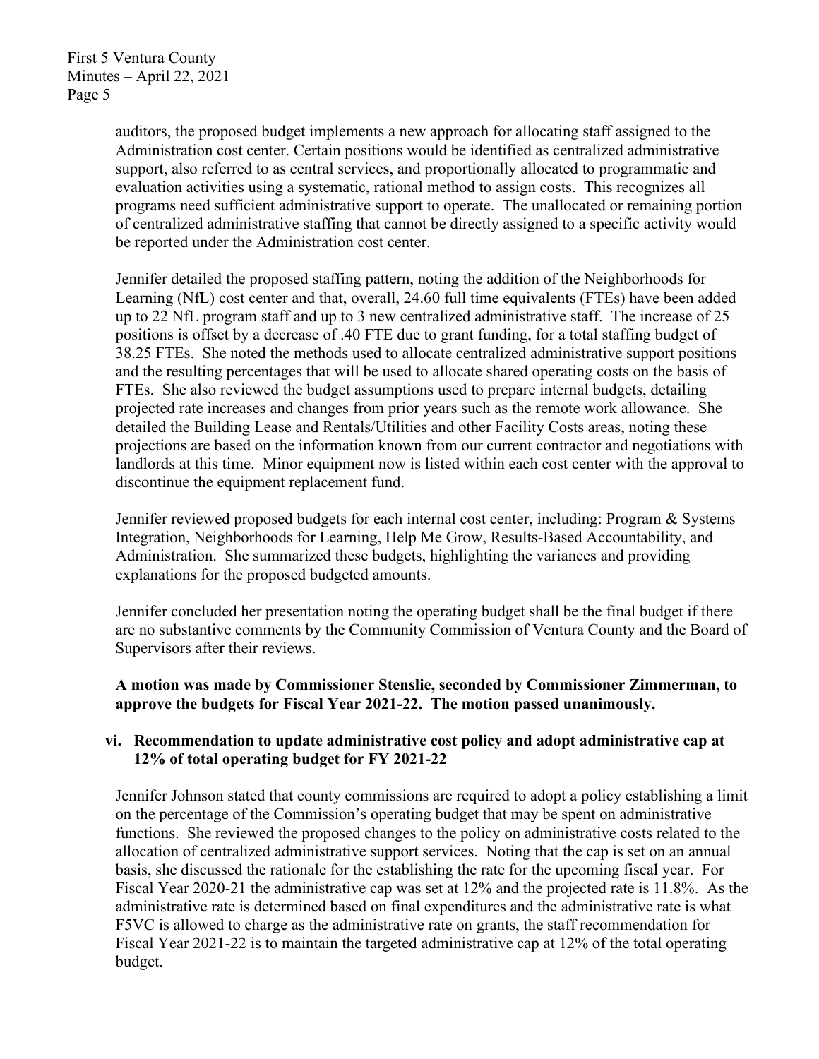auditors, the proposed budget implements a new approach for allocating staff assigned to the Administration cost center. Certain positions would be identified as centralized administrative support, also referred to as central services, and proportionally allocated to programmatic and evaluation activities using a systematic, rational method to assign costs. This recognizes all programs need sufficient administrative support to operate. The unallocated or remaining portion of centralized administrative staffing that cannot be directly assigned to a specific activity would be reported under the Administration cost center.

Jennifer detailed the proposed staffing pattern, noting the addition of the Neighborhoods for Learning (NfL) cost center and that, overall, 24.60 full time equivalents (FTEs) have been added – up to 22 NfL program staff and up to 3 new centralized administrative staff. The increase of 25 positions is offset by a decrease of .40 FTE due to grant funding, for a total staffing budget of 38.25 FTEs. She noted the methods used to allocate centralized administrative support positions and the resulting percentages that will be used to allocate shared operating costs on the basis of FTEs. She also reviewed the budget assumptions used to prepare internal budgets, detailing projected rate increases and changes from prior years such as the remote work allowance. She detailed the Building Lease and Rentals/Utilities and other Facility Costs areas, noting these projections are based on the information known from our current contractor and negotiations with landlords at this time. Minor equipment now is listed within each cost center with the approval to discontinue the equipment replacement fund.

Jennifer reviewed proposed budgets for each internal cost center, including: Program & Systems Integration, Neighborhoods for Learning, Help Me Grow, Results-Based Accountability, and Administration. She summarized these budgets, highlighting the variances and providing explanations for the proposed budgeted amounts.

Jennifer concluded her presentation noting the operating budget shall be the final budget if there are no substantive comments by the Community Commission of Ventura County and the Board of Supervisors after their reviews.

**A motion was made by Commissioner Stenslie, seconded by Commissioner Zimmerman, to approve the budgets for Fiscal Year 2021-22. The motion passed unanimously.**

**vi. Recommendation to update administrative cost policy and adopt administrative cap at 12% of total operating budget for FY 2021-22**

Jennifer Johnson stated that county commissions are required to adopt a policy establishing a limit on the percentage of the Commission's operating budget that may be spent on administrative functions. She reviewed the proposed changes to the policy on administrative costs related to the allocation of centralized administrative support services. Noting that the cap is set on an annual basis, she discussed the rationale for the establishing the rate for the upcoming fiscal year. For Fiscal Year 2020-21 the administrative cap was set at 12% and the projected rate is 11.8%. As the administrative rate is determined based on final expenditures and the administrative rate is what F5VC is allowed to charge as the administrative rate on grants, the staff recommendation for Fiscal Year 2021-22 is to maintain the targeted administrative cap at 12% of the total operating budget.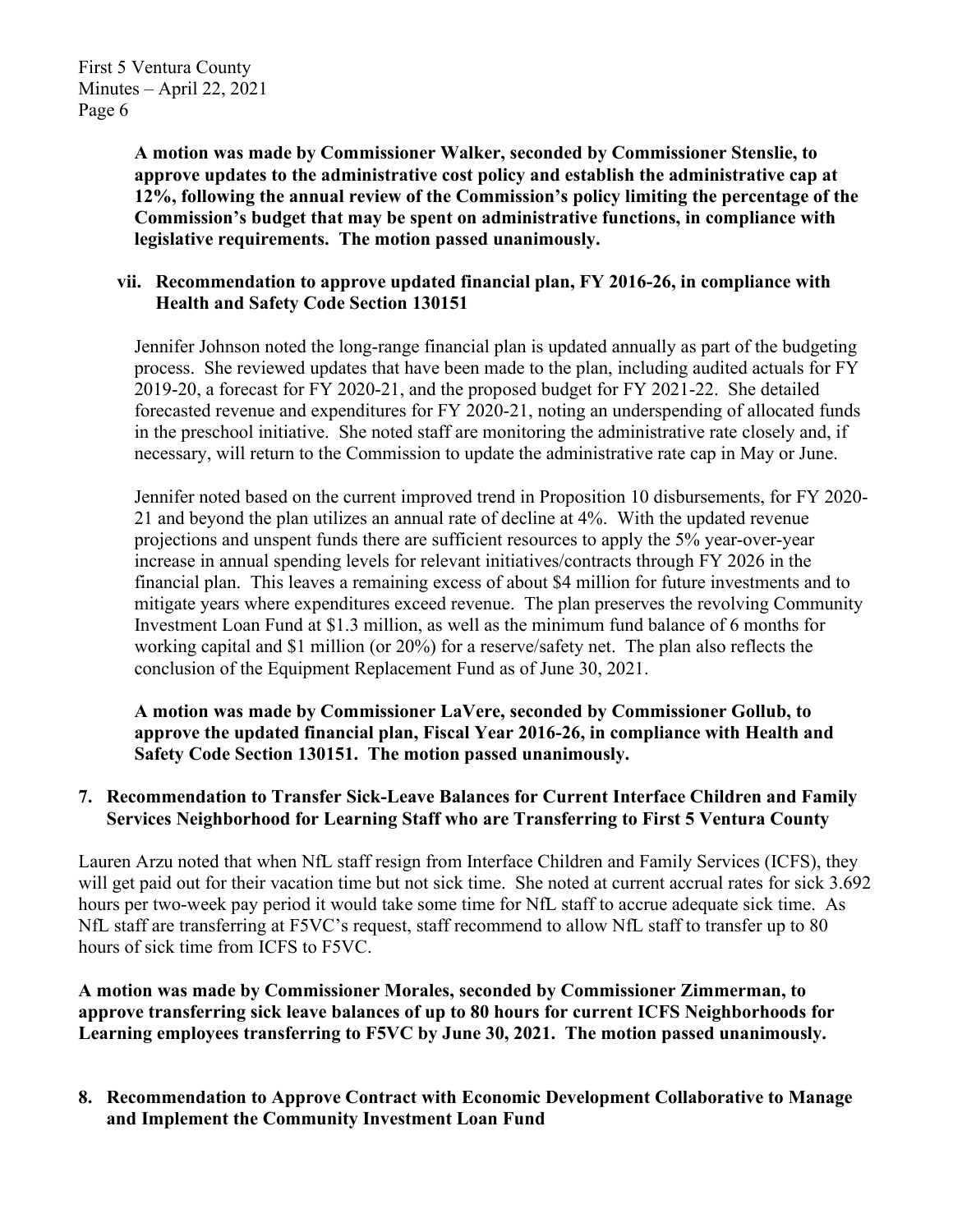**A motion was made by Commissioner Walker, seconded by Commissioner Stenslie, to approve updates to the administrative cost policy and establish the administrative cap at 12%, following the annual review of the Commission's policy limiting the percentage of the Commission's budget that may be spent on administrative functions, in compliance with legislative requirements. The motion passed unanimously.**

**vii. Recommendation to approve updated financial plan, FY 2016-26, in compliance with Health and Safety Code Section 130151**

Jennifer Johnson noted the long-range financial plan is updated annually as part of the budgeting process. She reviewed updates that have been made to the plan, including audited actuals for FY 2019-20, a forecast for FY 2020-21, and the proposed budget for FY 2021-22. She detailed forecasted revenue and expenditures for FY 2020-21, noting an underspending of allocated funds in the preschool initiative. She noted staff are monitoring the administrative rate closely and, if necessary, will return to the Commission to update the administrative rate cap in May or June.

Jennifer noted based on the current improved trend in Proposition 10 disbursements, for FY 2020-21 and beyond the plan utilizes an annual rate of decline at 4%. With the updated revenue projections and unspent funds there are sufficient resources to apply the 5% year-over-year increase in annual spending levels for relevant initiatives/contracts through FY 2026 in the financial plan. This leaves a remaining excess of about $4 million for future investments and to mitigate years where expenditures exceed revenue. The plan preserves the revolving Community Investment Loan Fund at $1.3 million, as well as the minimum fund balance of 6 months for working capital and $1 million (or 20%) for a reserve/safety net. The plan also reflects the conclusion of the Equipment Replacement Fund as of June 30, 2021.

**A motion was made by Commissioner LaVere, seconded by Commissioner Gollub, to approve the updated financial plan, Fiscal Year 2016-26, in compliance with Health and Safety Code Section 130151. The motion passed unanimously.**

**7. Recommendation to Transfer Sick-Leave Balances for Current Interface Children and Family Services Neighborhood for Learning Staff who are Transferring to First 5 Ventura County**

Lauren Arzu noted that when NfL staff resign from Interface Children and Family Services (ICFS), they will get paid out for their vacation time but not sick time. She noted at current accrual rates for sick 3.692 hours per two-week pay period it would take some time for NfL staff to accrue adequate sick time. As NfL staff are transferring at F5VC's request, staff recommend to allow NfL staff to transfer up to 80 hours of sick time from ICFS to F5VC.

**A motion was made by Commissioner Morales, seconded by Commissioner Zimmerman, to approve transferring sick leave balances of up to 80 hours for current ICFS Neighborhoods for Learning employees transferring to F5VC by June 30, 2021. The motion passed unanimously.**

**8. Recommendation to Approve Contract with Economic Development Collaborative to Manage and Implement the Community Investment Loan Fund**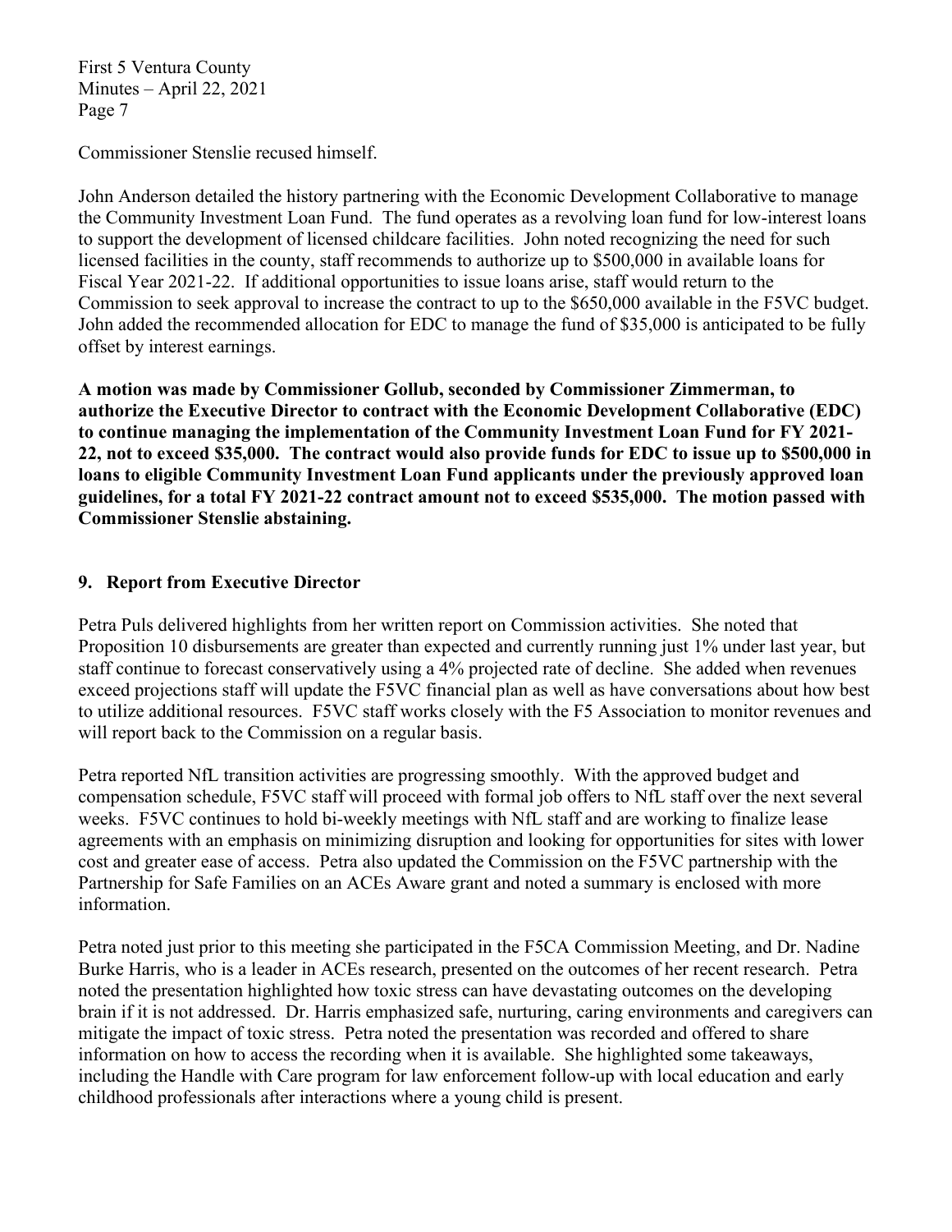Commissioner Stenslie recused himself.

John Anderson detailed the history partnering with the Economic Development Collaborative to manage the Community Investment Loan Fund. The fund operates as a revolving loan fund for low-interest loans to support the development of licensed childcare facilities. John noted recognizing the need for such licensed facilities in the county, staff recommends to authorize up to $500,000 in available loans for Fiscal Year 2021-22. If additional opportunities to issue loans arise, staff would return to the Commission to seek approval to increase the contract to up to the $650,000 available in the F5VC budget. John added the recommended allocation for EDC to manage the fund of $35,000 is anticipated to be fully offset by interest earnings.

**A motion was made by Commissioner Gollub, seconded by Commissioner Zimmerman, to authorize the Executive Director to contract with the Economic Development Collaborative (EDC) to continue managing the implementation of the Community Investment Loan Fund for FY 2021-22, not to exceed $35,000. The contract would also provide funds for EDC to issue up to $500,000 in loans to eligible Community Investment Loan Fund applicants under the previously approved loan guidelines, for a total FY 2021-22 contract amount not to exceed $535,000. The motion passed with Commissioner Stenslie abstaining.**

## 9. Report from Executive Director

Petra Puls delivered highlights from her written report on Commission activities. She noted that Proposition 10 disbursements are greater than expected and currently running just 1% under last year, but staff continue to forecast conservatively using a 4% projected rate of decline. She added when revenues exceed projections staff will update the F5VC financial plan as well as have conversations about how best to utilize additional resources. F5VC staff works closely with the F5 Association to monitor revenues and will report back to the Commission on a regular basis.

Petra reported NfL transition activities are progressing smoothly. With the approved budget and compensation schedule, F5VC staff will proceed with formal job offers to NfL staff over the next several weeks. F5VC continues to hold bi-weekly meetings with NfL staff and are working to finalize lease agreements with an emphasis on minimizing disruption and looking for opportunities for sites with lower cost and greater ease of access. Petra also updated the Commission on the F5VC partnership with the Partnership for Safe Families on an ACEs Aware grant and noted a summary is enclosed with more information.

Petra noted just prior to this meeting she participated in the F5CA Commission Meeting, and Dr. Nadine Burke Harris, who is a leader in ACEs research, presented on the outcomes of her recent research. Petra noted the presentation highlighted how toxic stress can have devastating outcomes on the developing brain if it is not addressed. Dr. Harris emphasized safe, nurturing, caring environments and caregivers can mitigate the impact of toxic stress. Petra noted the presentation was recorded and offered to share information on how to access the recording when it is available. She highlighted some takeaways, including the Handle with Care program for law enforcement follow-up with local education and early childhood professionals after interactions where a young child is present.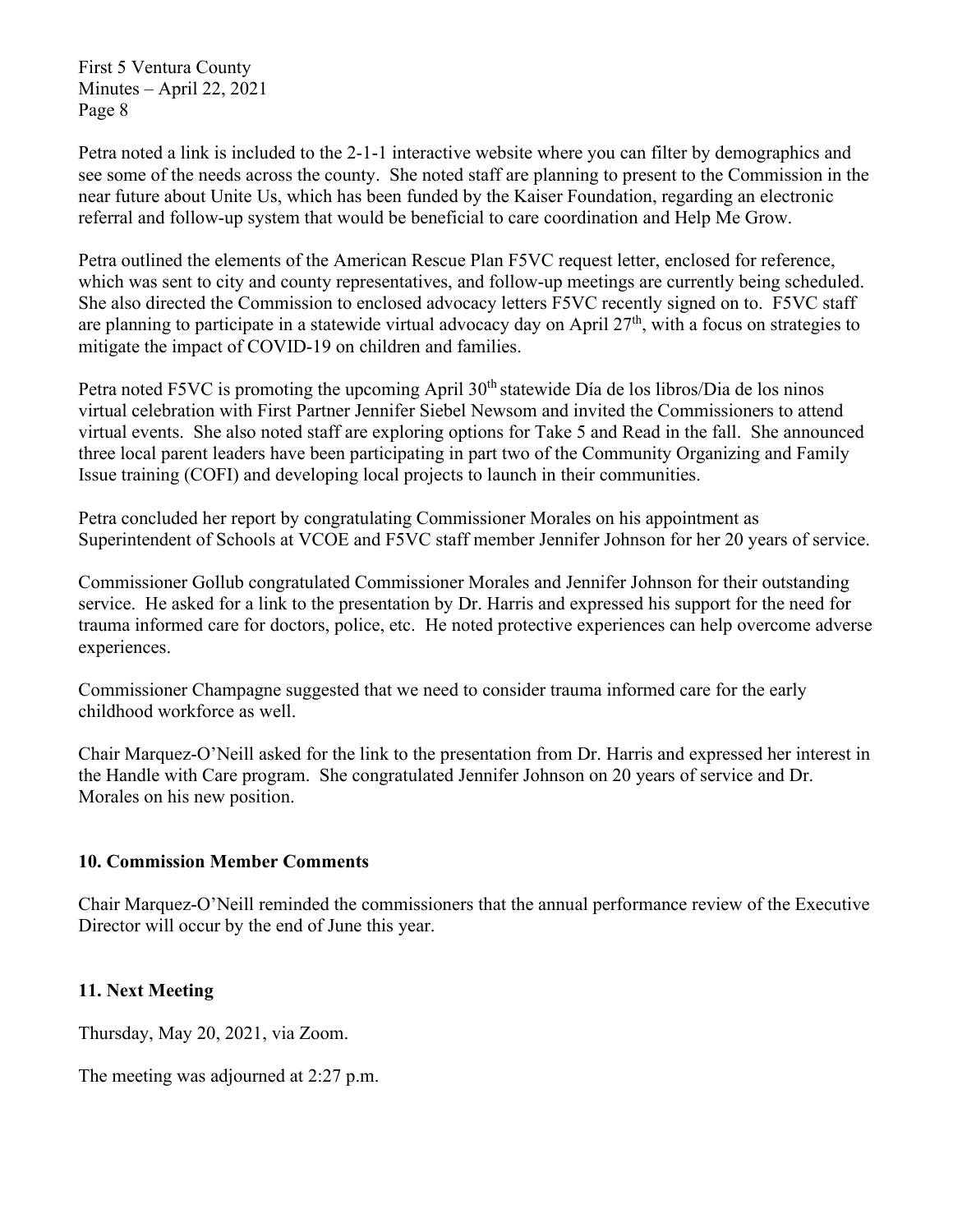Petra noted a link is included to the 2-1-1 interactive website where you can filter by demographics and see some of the needs across the county. She noted staff are planning to present to the Commission in the near future about Unite Us, which has been funded by the Kaiser Foundation, regarding an electronic referral and follow-up system that would be beneficial to care coordination and Help Me Grow.

Petra outlined the elements of the American Rescue Plan F5VC request letter, enclosed for reference, which was sent to city and county representatives, and follow-up meetings are currently being scheduled. She also directed the Commission to enclosed advocacy letters F5VC recently signed on to. F5VC staff are planning to participate in a statewide virtual advocacy day on April 27th, with a focus on strategies to mitigate the impact of COVID-19 on children and families.

Petra noted F5VC is promoting the upcoming April 30th statewide Día de los libros/Dia de los ninos virtual celebration with First Partner Jennifer Siebel Newsom and invited the Commissioners to attend virtual events. She also noted staff are exploring options for Take 5 and Read in the fall. She announced three local parent leaders have been participating in part two of the Community Organizing and Family Issue training (COFI) and developing local projects to launch in their communities.

Petra concluded her report by congratulating Commissioner Morales on his appointment as Superintendent of Schools at VCOE and F5VC staff member Jennifer Johnson for her 20 years of service.

Commissioner Gollub congratulated Commissioner Morales and Jennifer Johnson for their outstanding service. He asked for a link to the presentation by Dr. Harris and expressed his support for the need for trauma informed care for doctors, police, etc. He noted protective experiences can help overcome adverse experiences.

Commissioner Champagne suggested that we need to consider trauma informed care for the early childhood workforce as well.

Chair Marquez-O'Neill asked for the link to the presentation from Dr. Harris and expressed her interest in the Handle with Care program. She congratulated Jennifer Johnson on 20 years of service and Dr. Morales on his new position.

**10. Commission Member Comments**

Chair Marquez-O'Neill reminded the commissioners that the annual performance review of the Executive Director will occur by the end of June this year.

**11. Next Meeting**

Thursday, May 20, 2021, via Zoom.

The meeting was adjourned at 2:27 p.m.